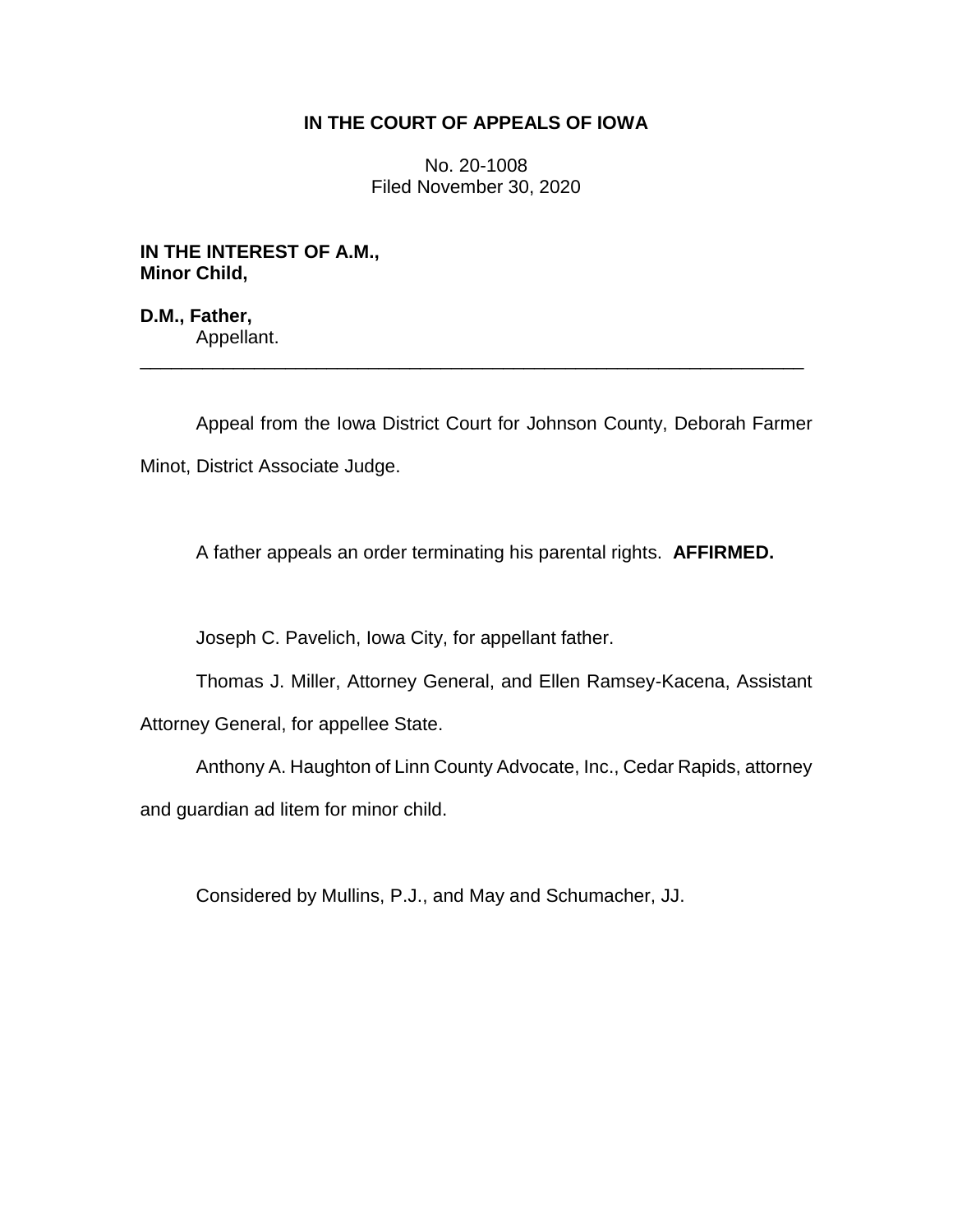**IN THE COURT OF APPEALS OF IOWA**

No. 20-1008
Filed November 30, 2020

**IN THE INTEREST OF A.M.,
Minor Child,**

**D.M., Father,**
Appellant.

---

Appeal from the Iowa District Court for Johnson County, Deborah Farmer Minot, District Associate Judge.

A father appeals an order terminating his parental rights. **AFFIRMED.**

Joseph C. Pavelich, Iowa City, for appellant father.

Thomas J. Miller, Attorney General, and Ellen Ramsey-Kacena, Assistant Attorney General, for appellee State.

Anthony A. Haughton of Linn County Advocate, Inc., Cedar Rapids, attorney and guardian ad litem for minor child.

Considered by Mullins, P.J., and May and Schumacher, JJ.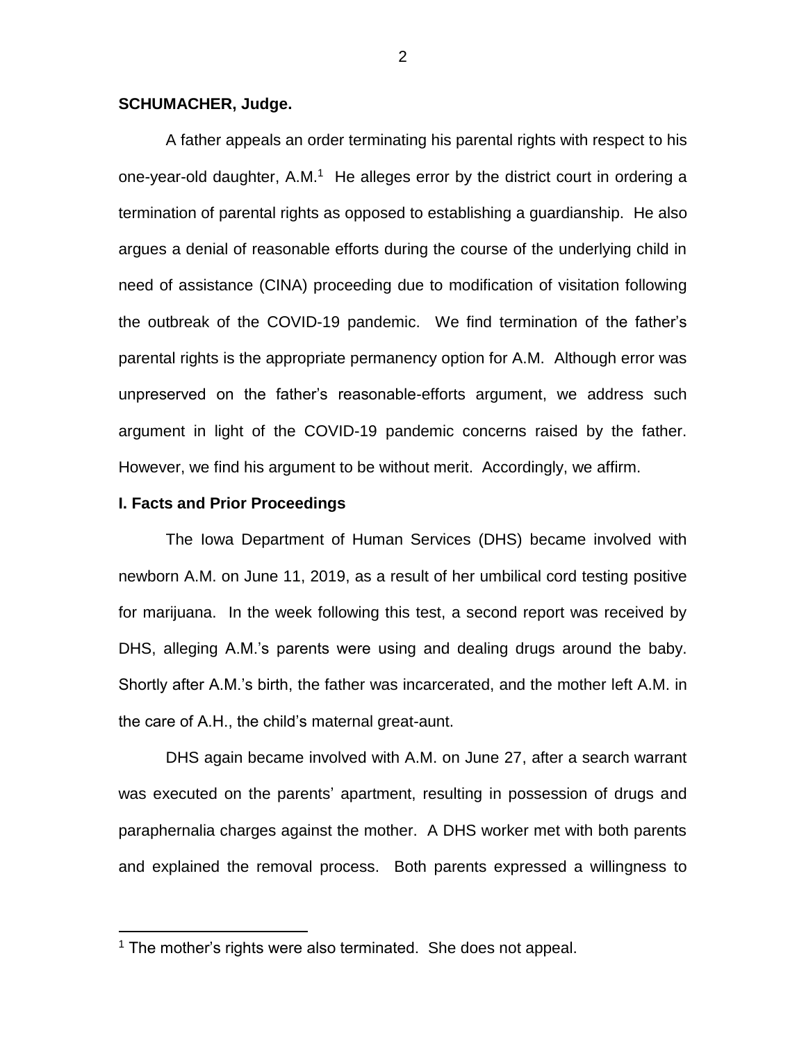**SCHUMACHER, Judge.**

A father appeals an order terminating his parental rights with respect to his one-year-old daughter, A.M.[1] He alleges error by the district court in ordering a termination of parental rights as opposed to establishing a guardianship. He also argues a denial of reasonable efforts during the course of the underlying child in need of assistance (CINA) proceeding due to modification of visitation following the outbreak of the COVID-19 pandemic. We find termination of the father's parental rights is the appropriate permanency option for A.M. Although error was unpreserved on the father's reasonable-efforts argument, we address such argument in light of the COVID-19 pandemic concerns raised by the father. However, we find his argument to be without merit. Accordingly, we affirm.

## I. Facts and Prior Proceedings

The Iowa Department of Human Services (DHS) became involved with newborn A.M. on June 11, 2019, as a result of her umbilical cord testing positive for marijuana. In the week following this test, a second report was received by DHS, alleging A.M.'s parents were using and dealing drugs around the baby. Shortly after A.M.'s birth, the father was incarcerated, and the mother left A.M. in the care of A.H., the child's maternal great-aunt.

DHS again became involved with A.M. on June 27, after a search warrant was executed on the parents' apartment, resulting in possession of drugs and paraphernalia charges against the mother. A DHS worker met with both parents and explained the removal process. Both parents expressed a willingness to

[1] The mother's rights were also terminated. She does not appeal.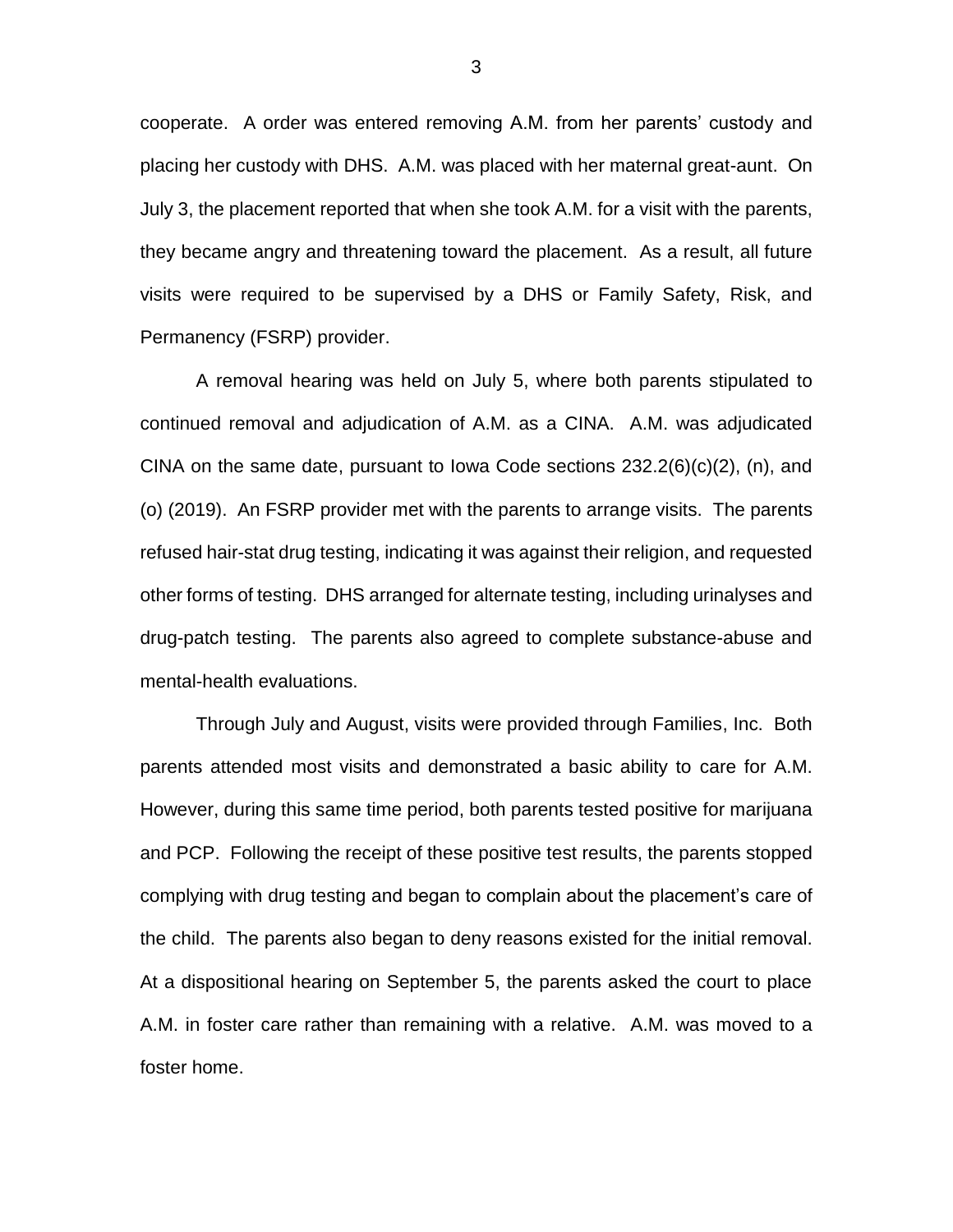cooperate. A order was entered removing A.M. from her parents' custody and placing her custody with DHS. A.M. was placed with her maternal great-aunt. On July 3, the placement reported that when she took A.M. for a visit with the parents, they became angry and threatening toward the placement. As a result, all future visits were required to be supervised by a DHS or Family Safety, Risk, and Permanency (FSRP) provider.

A removal hearing was held on July 5, where both parents stipulated to continued removal and adjudication of A.M. as a CINA. A.M. was adjudicated CINA on the same date, pursuant to Iowa Code sections 232.2(6)(c)(2), (n), and (o) (2019). An FSRP provider met with the parents to arrange visits. The parents refused hair-stat drug testing, indicating it was against their religion, and requested other forms of testing. DHS arranged for alternate testing, including urinalyses and drug-patch testing. The parents also agreed to complete substance-abuse and mental-health evaluations.

Through July and August, visits were provided through Families, Inc. Both parents attended most visits and demonstrated a basic ability to care for A.M. However, during this same time period, both parents tested positive for marijuana and PCP. Following the receipt of these positive test results, the parents stopped complying with drug testing and began to complain about the placement's care of the child. The parents also began to deny reasons existed for the initial removal. At a dispositional hearing on September 5, the parents asked the court to place A.M. in foster care rather than remaining with a relative. A.M. was moved to a foster home.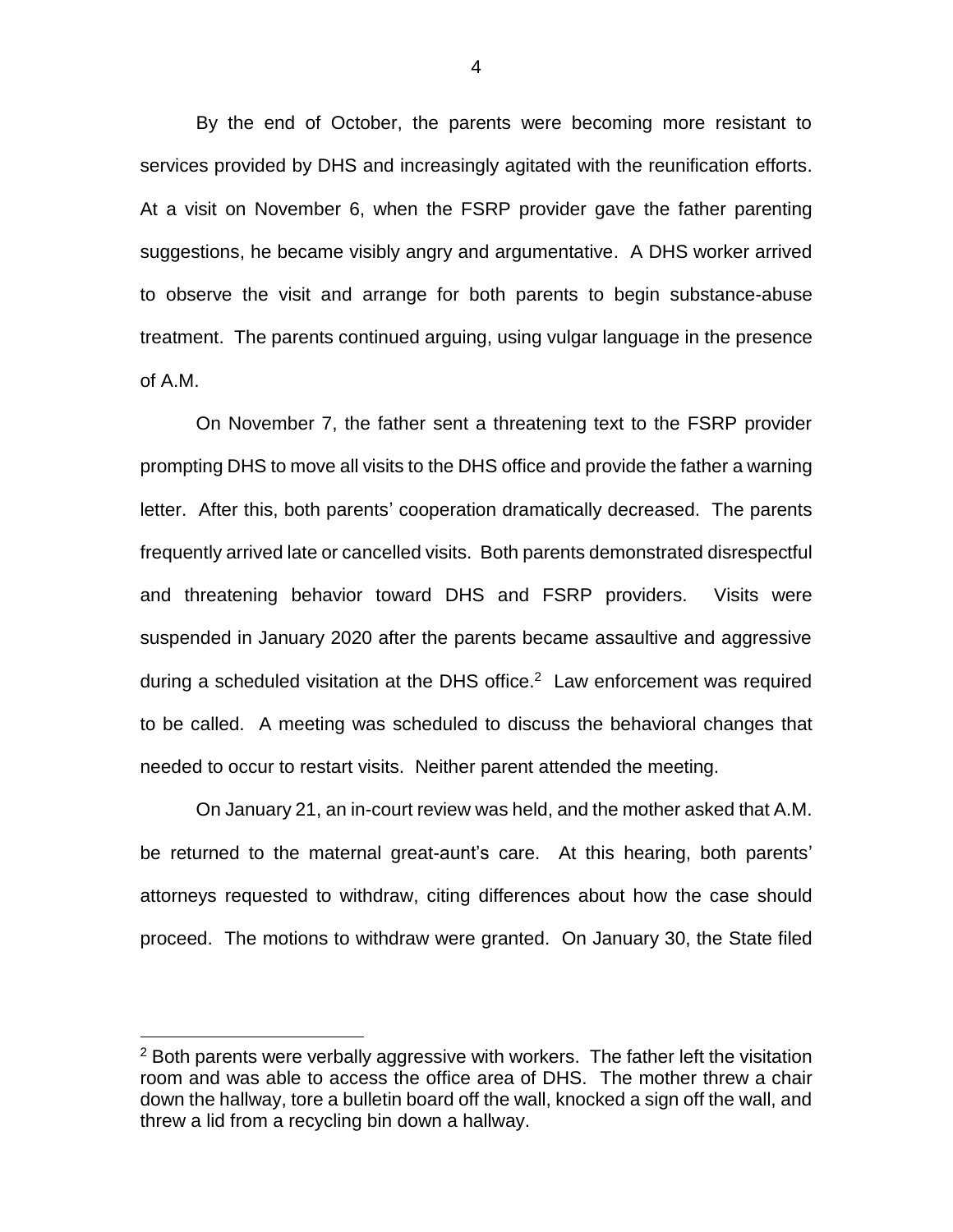By the end of October, the parents were becoming more resistant to services provided by DHS and increasingly agitated with the reunification efforts. At a visit on November 6, when the FSRP provider gave the father parenting suggestions, he became visibly angry and argumentative. A DHS worker arrived to observe the visit and arrange for both parents to begin substance-abuse treatment. The parents continued arguing, using vulgar language in the presence of A.M.

On November 7, the father sent a threatening text to the FSRP provider prompting DHS to move all visits to the DHS office and provide the father a warning letter. After this, both parents' cooperation dramatically decreased. The parents frequently arrived late or cancelled visits. Both parents demonstrated disrespectful and threatening behavior toward DHS and FSRP providers. Visits were suspended in January 2020 after the parents became assaultive and aggressive during a scheduled visitation at the DHS office.[2] Law enforcement was required to be called. A meeting was scheduled to discuss the behavioral changes that needed to occur to restart visits. Neither parent attended the meeting.

On January 21, an in-court review was held, and the mother asked that A.M. be returned to the maternal great-aunt's care. At this hearing, both parents' attorneys requested to withdraw, citing differences about how the case should proceed. The motions to withdraw were granted. On January 30, the State filed

[2] Both parents were verbally aggressive with workers. The father left the visitation room and was able to access the office area of DHS. The mother threw a chair down the hallway, tore a bulletin board off the wall, knocked a sign off the wall, and threw a lid from a recycling bin down a hallway.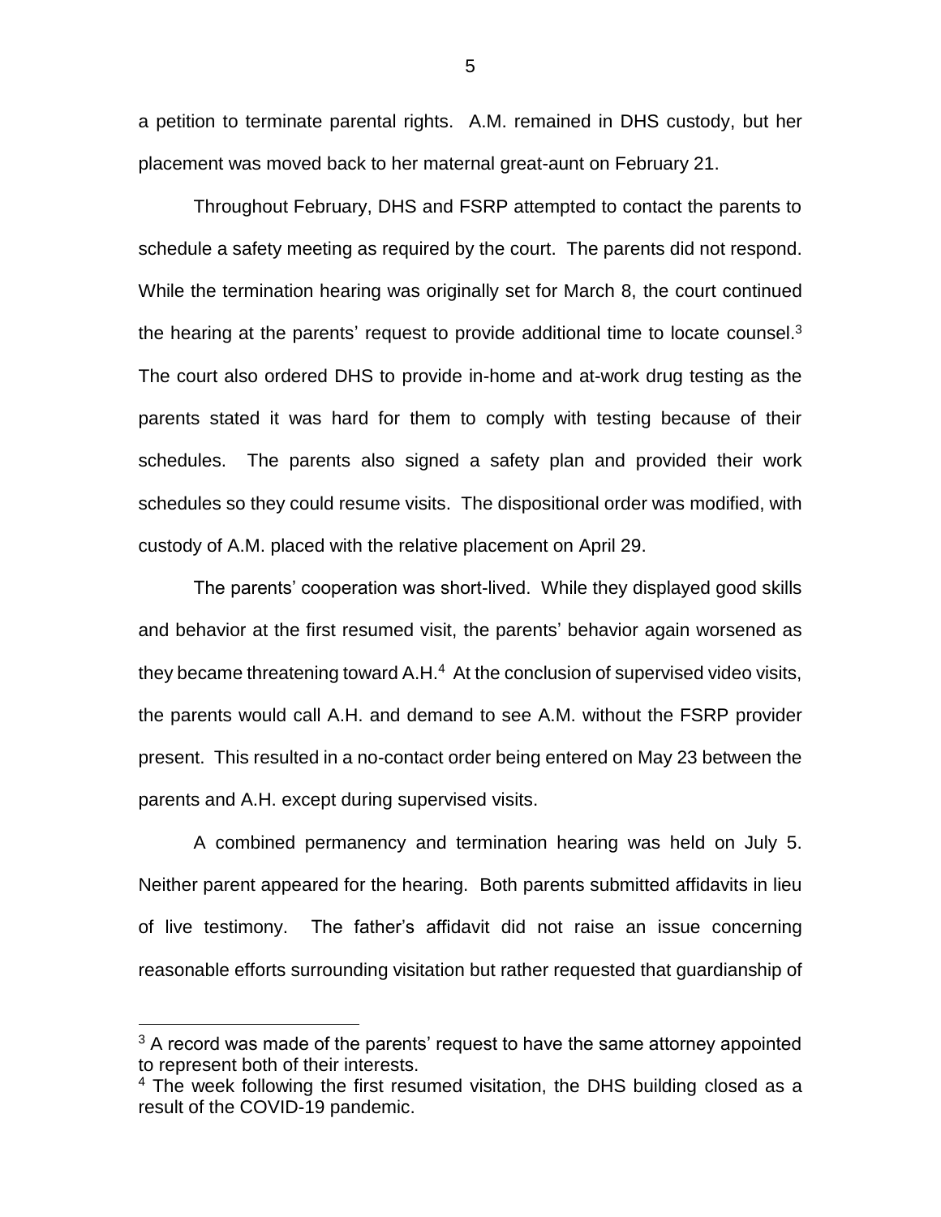a petition to terminate parental rights. A.M. remained in DHS custody, but her placement was moved back to her maternal great-aunt on February 21.

Throughout February, DHS and FSRP attempted to contact the parents to schedule a safety meeting as required by the court. The parents did not respond. While the termination hearing was originally set for March 8, the court continued the hearing at the parents' request to provide additional time to locate counsel.[3] The court also ordered DHS to provide in-home and at-work drug testing as the parents stated it was hard for them to comply with testing because of their schedules. The parents also signed a safety plan and provided their work schedules so they could resume visits. The dispositional order was modified, with custody of A.M. placed with the relative placement on April 29.

The parents' cooperation was short-lived. While they displayed good skills and behavior at the first resumed visit, the parents' behavior again worsened as they became threatening toward A.H.[4] At the conclusion of supervised video visits, the parents would call A.H. and demand to see A.M. without the FSRP provider present. This resulted in a no-contact order being entered on May 23 between the parents and A.H. except during supervised visits.

A combined permanency and termination hearing was held on July 5. Neither parent appeared for the hearing. Both parents submitted affidavits in lieu of live testimony. The father's affidavit did not raise an issue concerning reasonable efforts surrounding visitation but rather requested that guardianship of

[3] A record was made of the parents' request to have the same attorney appointed to represent both of their interests.

[4] The week following the first resumed visitation, the DHS building closed as a result of the COVID-19 pandemic.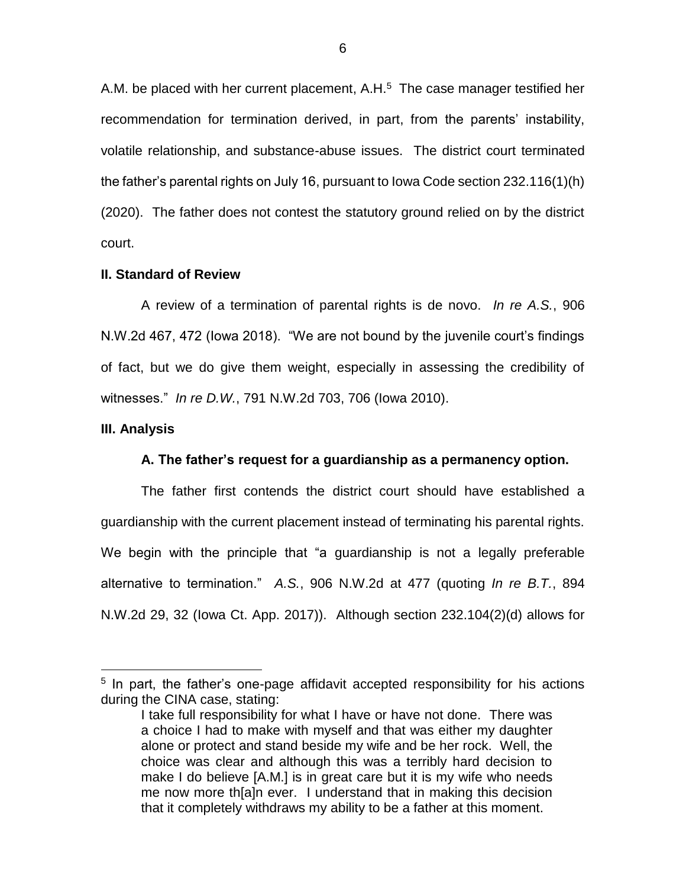A.M. be placed with her current placement, A.H.[5] The case manager testified her recommendation for termination derived, in part, from the parents' instability, volatile relationship, and substance-abuse issues. The district court terminated the father's parental rights on July 16, pursuant to Iowa Code section 232.116(1)(h) (2020). The father does not contest the statutory ground relied on by the district court.

**II. Standard of Review**

A review of a termination of parental rights is de novo. *In re A.S.*, 906 N.W.2d 467, 472 (Iowa 2018). "We are not bound by the juvenile court's findings of fact, but we do give them weight, especially in assessing the credibility of witnesses." *In re D.W.*, 791 N.W.2d 703, 706 (Iowa 2010).

**III. Analysis**

**A. The father's request for a guardianship as a permanency option.**

The father first contends the district court should have established a guardianship with the current placement instead of terminating his parental rights. We begin with the principle that "a guardianship is not a legally preferable alternative to termination." *A.S.*, 906 N.W.2d at 477 (quoting *In re B.T.*, 894 N.W.2d 29, 32 (Iowa Ct. App. 2017)). Although section 232.104(2)(d) allows for

---

[5] In part, the father's one-page affidavit accepted responsibility for his actions during the CINA case, stating:

> I take full responsibility for what I have or have not done. There was a choice I had to make with myself and that was either my daughter alone or protect and stand beside my wife and be her rock. Well, the choice was clear and although this was a terribly hard decision to make I do believe [A.M.] is in great care but it is my wife who needs me now more th[a]n ever. I understand that in making this decision that it completely withdraws my ability to be a father at this moment.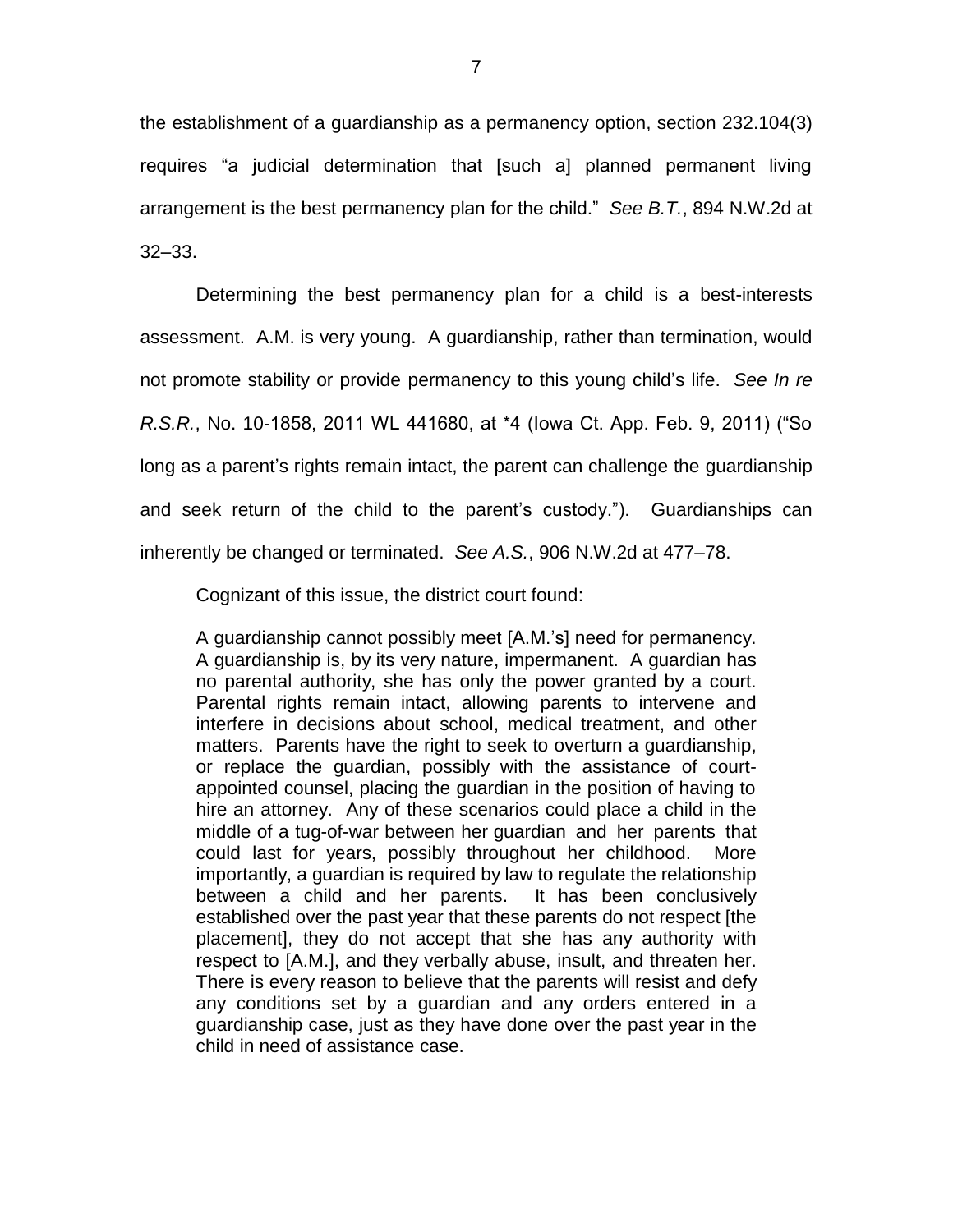the establishment of a guardianship as a permanency option, section 232.104(3) requires "a judicial determination that [such a] planned permanent living arrangement is the best permanency plan for the child." *See B.T.*, 894 N.W.2d at 32–33.

Determining the best permanency plan for a child is a best-interests assessment. A.M. is very young. A guardianship, rather than termination, would not promote stability or provide permanency to this young child's life. *See In re R.S.R.*, No. 10-1858, 2011 WL 441680, at *4 (Iowa Ct. App. Feb. 9, 2011) ("So long as a parent's rights remain intact, the parent can challenge the guardianship and seek return of the child to the parent's custody."). Guardianships can inherently be changed or terminated. *See A.S.*, 906 N.W.2d at 477–78.

Cognizant of this issue, the district court found:

> A guardianship cannot possibly meet [A.M.'s] need for permanency. A guardianship is, by its very nature, impermanent. A guardian has no parental authority, she has only the power granted by a court. Parental rights remain intact, allowing parents to intervene and interfere in decisions about school, medical treatment, and other matters. Parents have the right to seek to overturn a guardianship, or replace the guardian, possibly with the assistance of court-appointed counsel, placing the guardian in the position of having to hire an attorney. Any of these scenarios could place a child in the middle of a tug-of-war between her guardian and her parents that could last for years, possibly throughout her childhood. More importantly, a guardian is required by law to regulate the relationship between a child and her parents. It has been conclusively established over the past year that these parents do not respect [the placement], they do not accept that she has any authority with respect to [A.M.], and they verbally abuse, insult, and threaten her. There is every reason to believe that the parents will resist and defy any conditions set by a guardian and any orders entered in a guardianship case, just as they have done over the past year in the child in need of assistance case.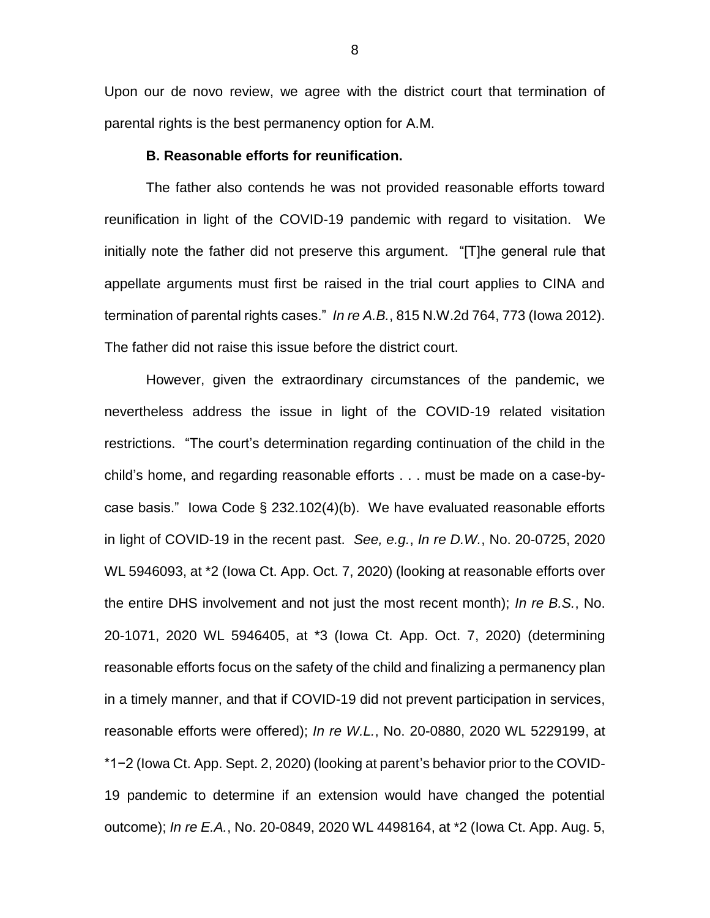Upon our de novo review, we agree with the district court that termination of parental rights is the best permanency option for A.M.

**B. Reasonable efforts for reunification.**

The father also contends he was not provided reasonable efforts toward reunification in light of the COVID-19 pandemic with regard to visitation. We initially note the father did not preserve this argument. "[T]he general rule that appellate arguments must first be raised in the trial court applies to CINA and termination of parental rights cases." *In re A.B.*, 815 N.W.2d 764, 773 (Iowa 2012). The father did not raise this issue before the district court.

However, given the extraordinary circumstances of the pandemic, we nevertheless address the issue in light of the COVID-19 related visitation restrictions. "The court's determination regarding continuation of the child in the child's home, and regarding reasonable efforts . . . must be made on a case-by-case basis." Iowa Code § 232.102(4)(b). We have evaluated reasonable efforts in light of COVID-19 in the recent past. *See, e.g.*, *In re D.W.*, No. 20-0725, 2020 WL 5946093, at *2 (Iowa Ct. App. Oct. 7, 2020) (looking at reasonable efforts over the entire DHS involvement and not just the most recent month); *In re B.S.*, No. 20-1071, 2020 WL 5946405, at *3 (Iowa Ct. App. Oct. 7, 2020) (determining reasonable efforts focus on the safety of the child and finalizing a permanency plan in a timely manner, and that if COVID-19 did not prevent participation in services, reasonable efforts were offered); *In re W.L.*, No. 20-0880, 2020 WL 5229199, at *1−2 (Iowa Ct. App. Sept. 2, 2020) (looking at parent's behavior prior to the COVID-19 pandemic to determine if an extension would have changed the potential outcome); *In re E.A.*, No. 20-0849, 2020 WL 4498164, at *2 (Iowa Ct. App. Aug. 5,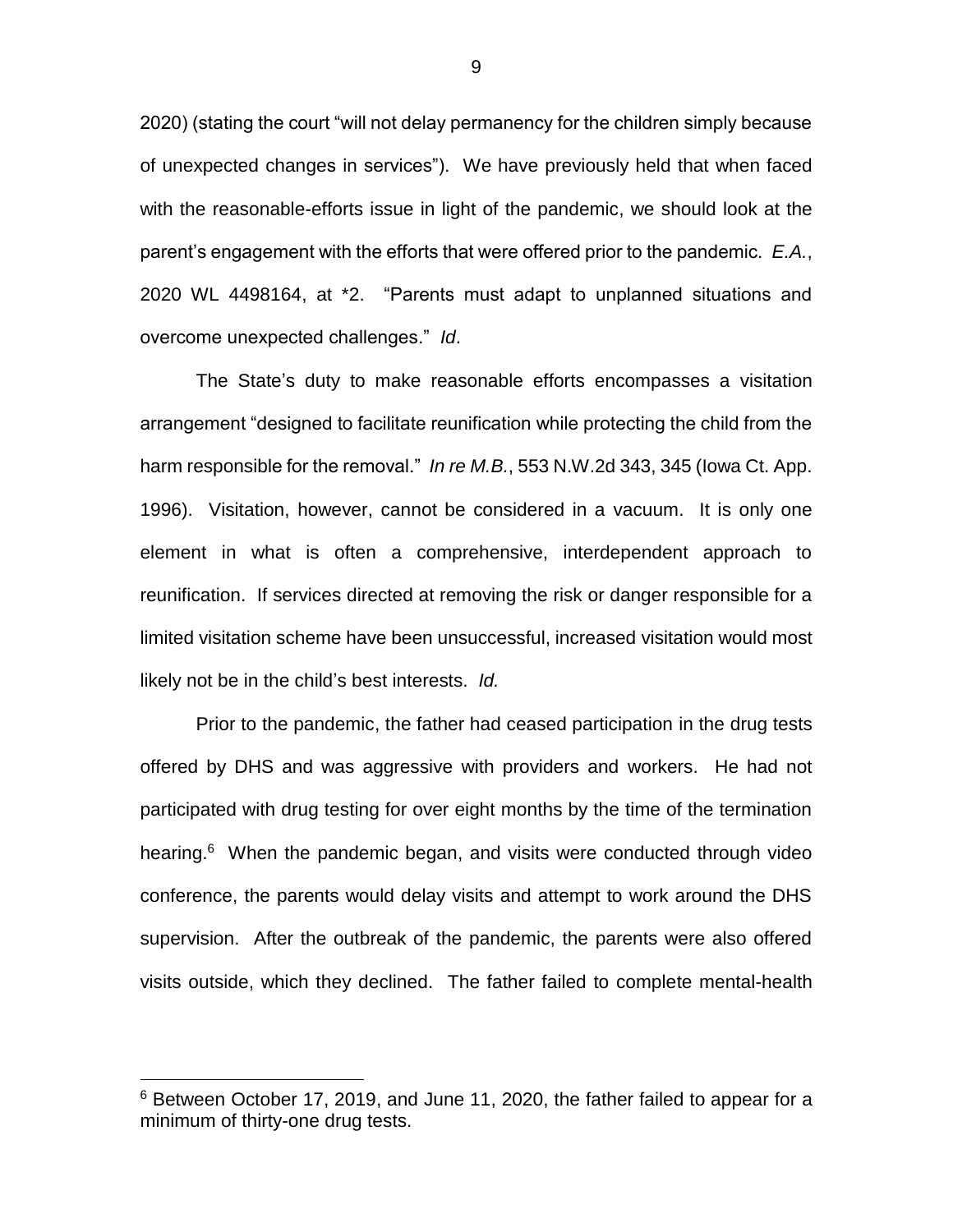2020) (stating the court "will not delay permanency for the children simply because of unexpected changes in services"). We have previously held that when faced with the reasonable-efforts issue in light of the pandemic, we should look at the parent's engagement with the efforts that were offered prior to the pandemic. *E.A.*, 2020 WL 4498164, at *2. "Parents must adapt to unplanned situations and overcome unexpected challenges." *Id*.

The State's duty to make reasonable efforts encompasses a visitation arrangement "designed to facilitate reunification while protecting the child from the harm responsible for the removal." *In re M.B.*, 553 N.W.2d 343, 345 (Iowa Ct. App. 1996). Visitation, however, cannot be considered in a vacuum. It is only one element in what is often a comprehensive, interdependent approach to reunification. If services directed at removing the risk or danger responsible for a limited visitation scheme have been unsuccessful, increased visitation would most likely not be in the child's best interests. *Id.*

Prior to the pandemic, the father had ceased participation in the drug tests offered by DHS and was aggressive with providers and workers. He had not participated with drug testing for over eight months by the time of the termination hearing.[6] When the pandemic began, and visits were conducted through video conference, the parents would delay visits and attempt to work around the DHS supervision. After the outbreak of the pandemic, the parents were also offered visits outside, which they declined. The father failed to complete mental-health

---

[6] Between October 17, 2019, and June 11, 2020, the father failed to appear for a minimum of thirty-one drug tests.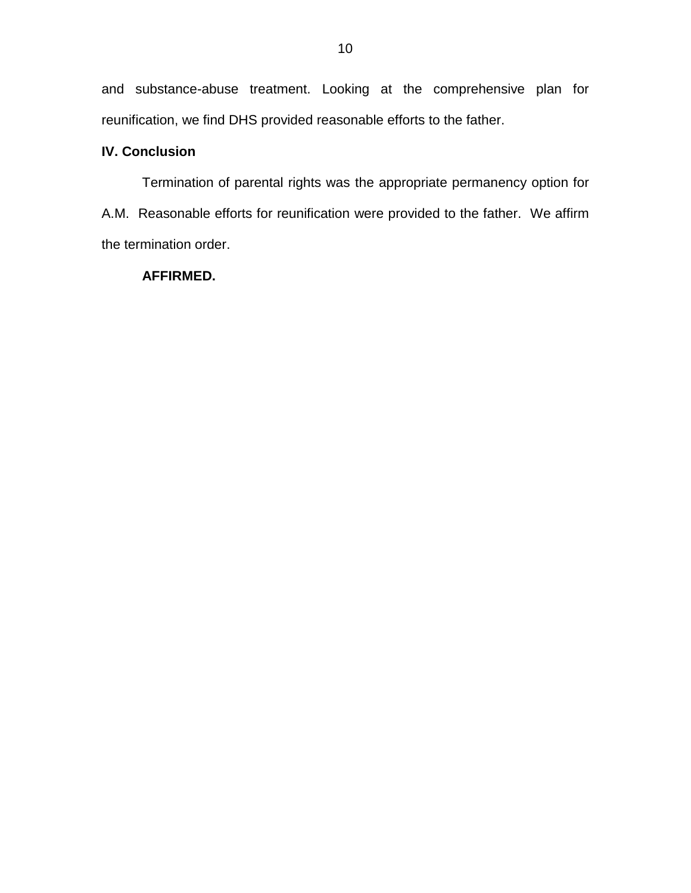and substance-abuse treatment. Looking at the comprehensive plan for reunification, we find DHS provided reasonable efforts to the father.

## IV. Conclusion

Termination of parental rights was the appropriate permanency option for A.M. Reasonable efforts for reunification were provided to the father. We affirm the termination order.

**AFFIRMED.**